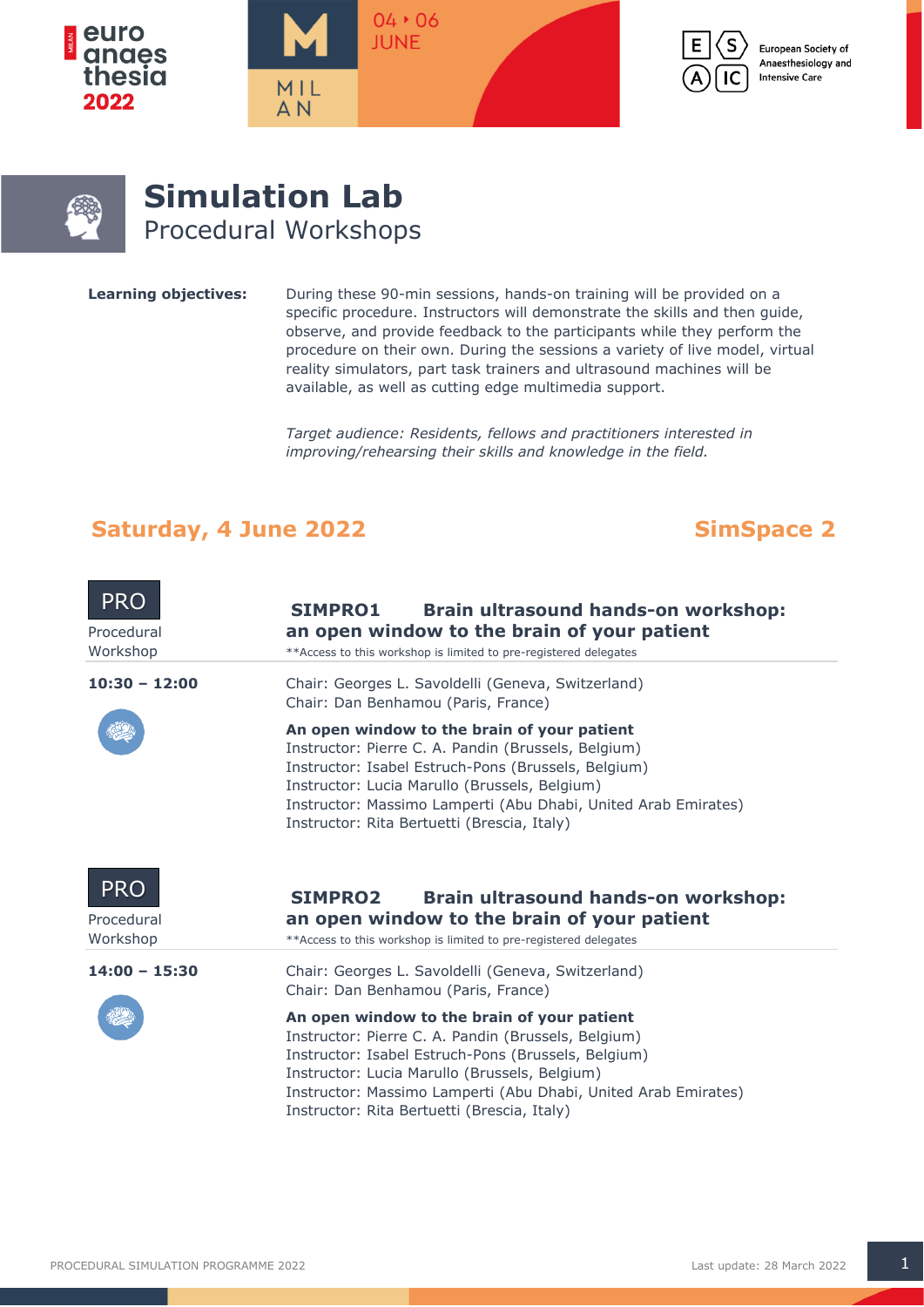# Simulation Lab

## Procedural Workshops

**Learning objectives:** During these 90-min sessions, hands-on training will be provided on a specific procedure. Instructors will demonstrate the skills and then guide, observe, and provide feedback to the participants while they perform the procedure on their own. During the sessions a variety of live model, virtual reality simulators, part task trainers and ultrasound machines will be available, as well as cutting edge multimedia support.

*Target audience: Residents, fellows and practitioners interested in improving/rehearsing their skills and knowledge in the field.*

## Saturday, 4 June 2022 — SimSpace 2

### PRO Procedural Workshop

**SIMPRO1 Brain ultrasound hands-on workshop: an open window to the brain of your patient**

**Access to this workshop is limited to pre-registered delegates

**10:30 – 12:00**

Chair: Georges L. Savoldelli (Geneva, Switzerland)
Chair: Dan Benhamou (Paris, France)

**An open window to the brain of your patient**
Instructor: Pierre C. A. Pandin (Brussels, Belgium)
Instructor: Isabel Estruch-Pons (Brussels, Belgium)
Instructor: Lucia Marullo (Brussels, Belgium)
Instructor: Massimo Lamperti (Abu Dhabi, United Arab Emirates)
Instructor: Rita Bertuetti (Brescia, Italy)

### PRO Procedural Workshop

**SIMPRO2 Brain ultrasound hands-on workshop: an open window to the brain of your patient**

**Access to this workshop is limited to pre-registered delegates

**14:00 – 15:30**

Chair: Georges L. Savoldelli (Geneva, Switzerland)
Chair: Dan Benhamou (Paris, France)

**An open window to the brain of your patient**
Instructor: Pierre C. A. Pandin (Brussels, Belgium)
Instructor: Isabel Estruch-Pons (Brussels, Belgium)
Instructor: Lucia Marullo (Brussels, Belgium)
Instructor: Massimo Lamperti (Abu Dhabi, United Arab Emirates)
Instructor: Rita Bertuetti (Brescia, Italy)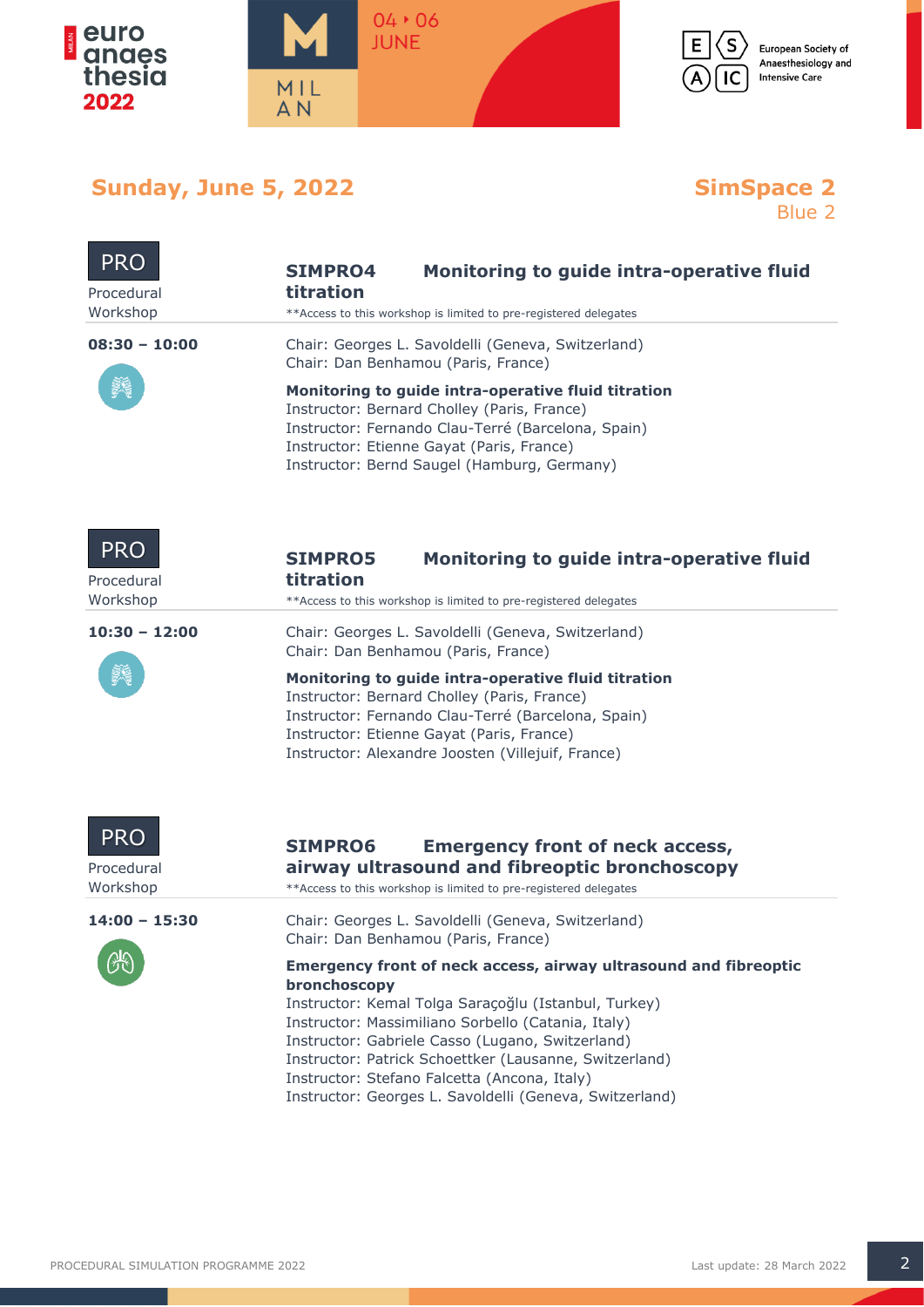## Sunday, June 5, 2022

## SimSpace 2
Blue 2

---

**PRO**
Procedural Workshop

### SIMPRO4 Monitoring to guide intra-operative fluid titration

**Access to this workshop is limited to pre-registered delegates

**08:30 – 10:00**

Chair: Georges L. Savoldelli (Geneva, Switzerland)
Chair: Dan Benhamou (Paris, France)

**Monitoring to guide intra-operative fluid titration**
Instructor: Bernard Cholley (Paris, France)
Instructor: Fernando Clau-Terré (Barcelona, Spain)
Instructor: Etienne Gayat (Paris, France)
Instructor: Bernd Saugel (Hamburg, Germany)

---

**PRO**
Procedural Workshop

### SIMPRO5 Monitoring to guide intra-operative fluid titration

**Access to this workshop is limited to pre-registered delegates

**10:30 – 12:00**

Chair: Georges L. Savoldelli (Geneva, Switzerland)
Chair: Dan Benhamou (Paris, France)

**Monitoring to guide intra-operative fluid titration**
Instructor: Bernard Cholley (Paris, France)
Instructor: Fernando Clau-Terré (Barcelona, Spain)
Instructor: Etienne Gayat (Paris, France)
Instructor: Alexandre Joosten (Villejuif, France)

---

**PRO**
Procedural Workshop

### SIMPRO6 Emergency front of neck access, airway ultrasound and fibreoptic bronchoscopy

**Access to this workshop is limited to pre-registered delegates

**14:00 – 15:30**

Chair: Georges L. Savoldelli (Geneva, Switzerland)
Chair: Dan Benhamou (Paris, France)

**Emergency front of neck access, airway ultrasound and fibreoptic bronchoscopy**
Instructor: Kemal Tolga Saraçoğlu (Istanbul, Turkey)
Instructor: Massimiliano Sorbello (Catania, Italy)
Instructor: Gabriele Casso (Lugano, Switzerland)
Instructor: Patrick Schoettker (Lausanne, Switzerland)
Instructor: Stefano Falcetta (Ancona, Italy)
Instructor: Georges L. Savoldelli (Geneva, Switzerland)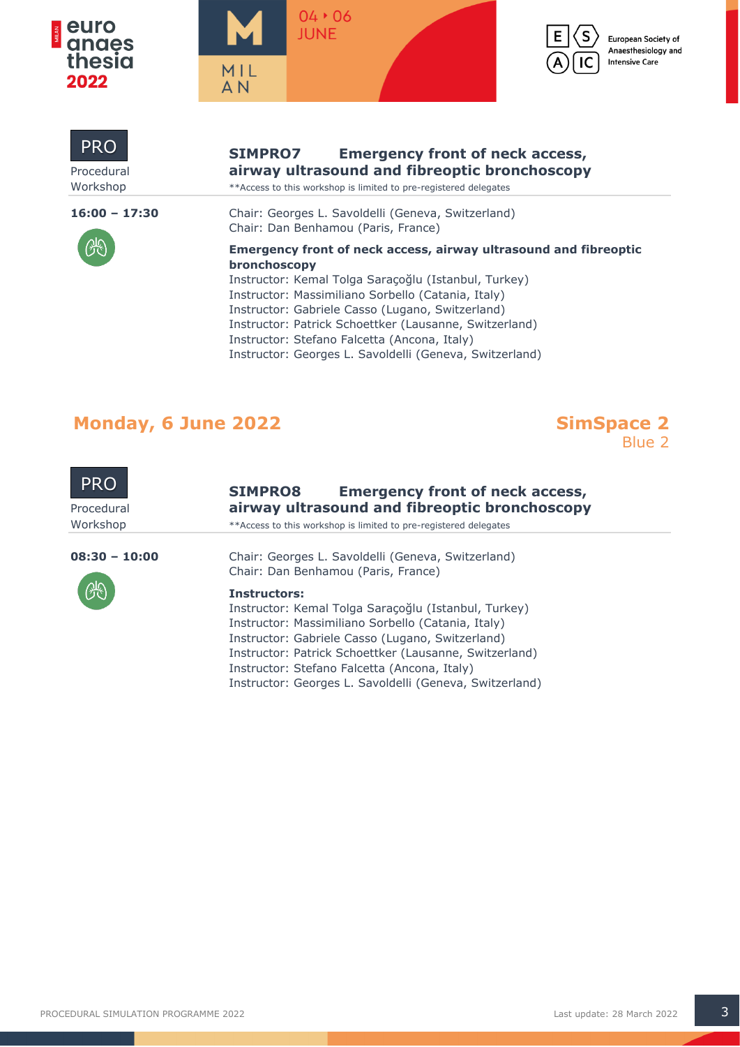PRO

Procedural Workshop

### SIMPRO7 Emergency front of neck access, airway ultrasound and fibreoptic bronchoscopy

**Access to this workshop is limited to pre-registered delegates

**16:00 – 17:30**

Chair: Georges L. Savoldelli (Geneva, Switzerland)
Chair: Dan Benhamou (Paris, France)

**Emergency front of neck access, airway ultrasound and fibreoptic bronchoscopy**

Instructor: Kemal Tolga Saraçoğlu (Istanbul, Turkey)
Instructor: Massimiliano Sorbello (Catania, Italy)
Instructor: Gabriele Casso (Lugano, Switzerland)
Instructor: Patrick Schoettker (Lausanne, Switzerland)
Instructor: Stefano Falcetta (Ancona, Italy)
Instructor: Georges L. Savoldelli (Geneva, Switzerland)

## Monday, 6 June 2022

## SimSpace 2

Blue 2

PRO

Procedural Workshop

### SIMPRO8 Emergency front of neck access, airway ultrasound and fibreoptic bronchoscopy

**Access to this workshop is limited to pre-registered delegates

**08:30 – 10:00**

Chair: Georges L. Savoldelli (Geneva, Switzerland)
Chair: Dan Benhamou (Paris, France)

**Instructors:**

Instructor: Kemal Tolga Saraçoğlu (Istanbul, Turkey)
Instructor: Massimiliano Sorbello (Catania, Italy)
Instructor: Gabriele Casso (Lugano, Switzerland)
Instructor: Patrick Schoettker (Lausanne, Switzerland)
Instructor: Stefano Falcetta (Ancona, Italy)
Instructor: Georges L. Savoldelli (Geneva, Switzerland)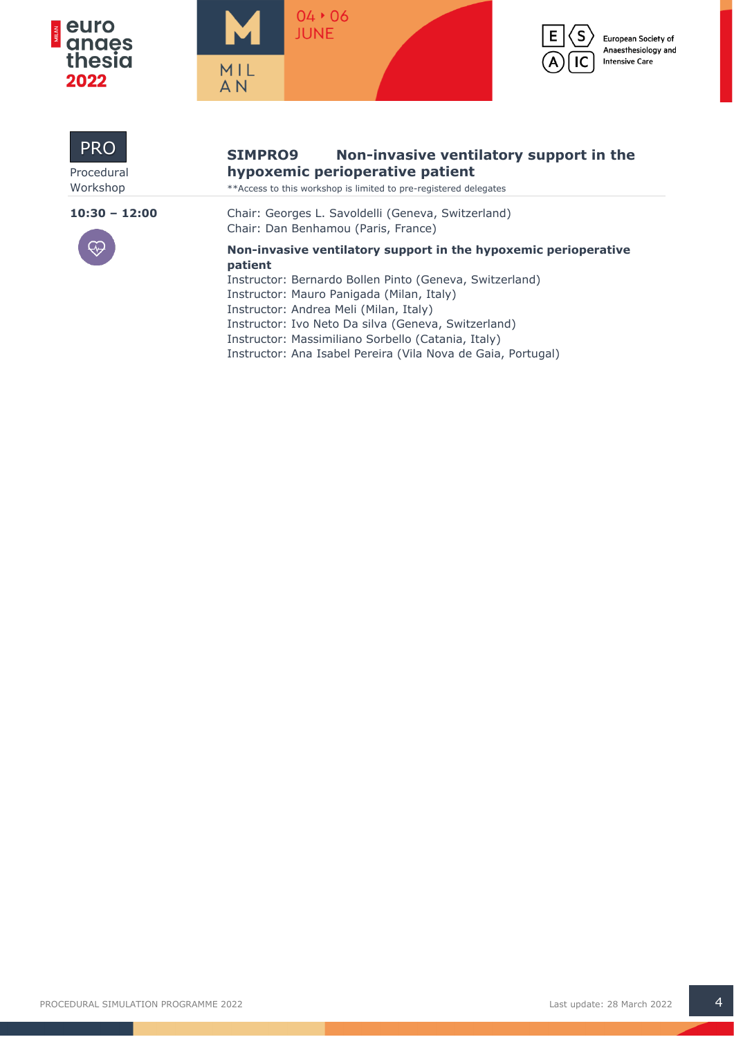PRO

Procedural Workshop

## SIMPRO9 Non-invasive ventilatory support in the hypoxemic perioperative patient

**Access to this workshop is limited to pre-registered delegates

**10:30 – 12:00**

Chair: Georges L. Savoldelli (Geneva, Switzerland)
Chair: Dan Benhamou (Paris, France)

**Non-invasive ventilatory support in the hypoxemic perioperative patient**

Instructor: Bernardo Bollen Pinto (Geneva, Switzerland)
Instructor: Mauro Panigada (Milan, Italy)
Instructor: Andrea Meli (Milan, Italy)
Instructor: Ivo Neto Da silva (Geneva, Switzerland)
Instructor: Massimiliano Sorbello (Catania, Italy)
Instructor: Ana Isabel Pereira (Vila Nova de Gaia, Portugal)